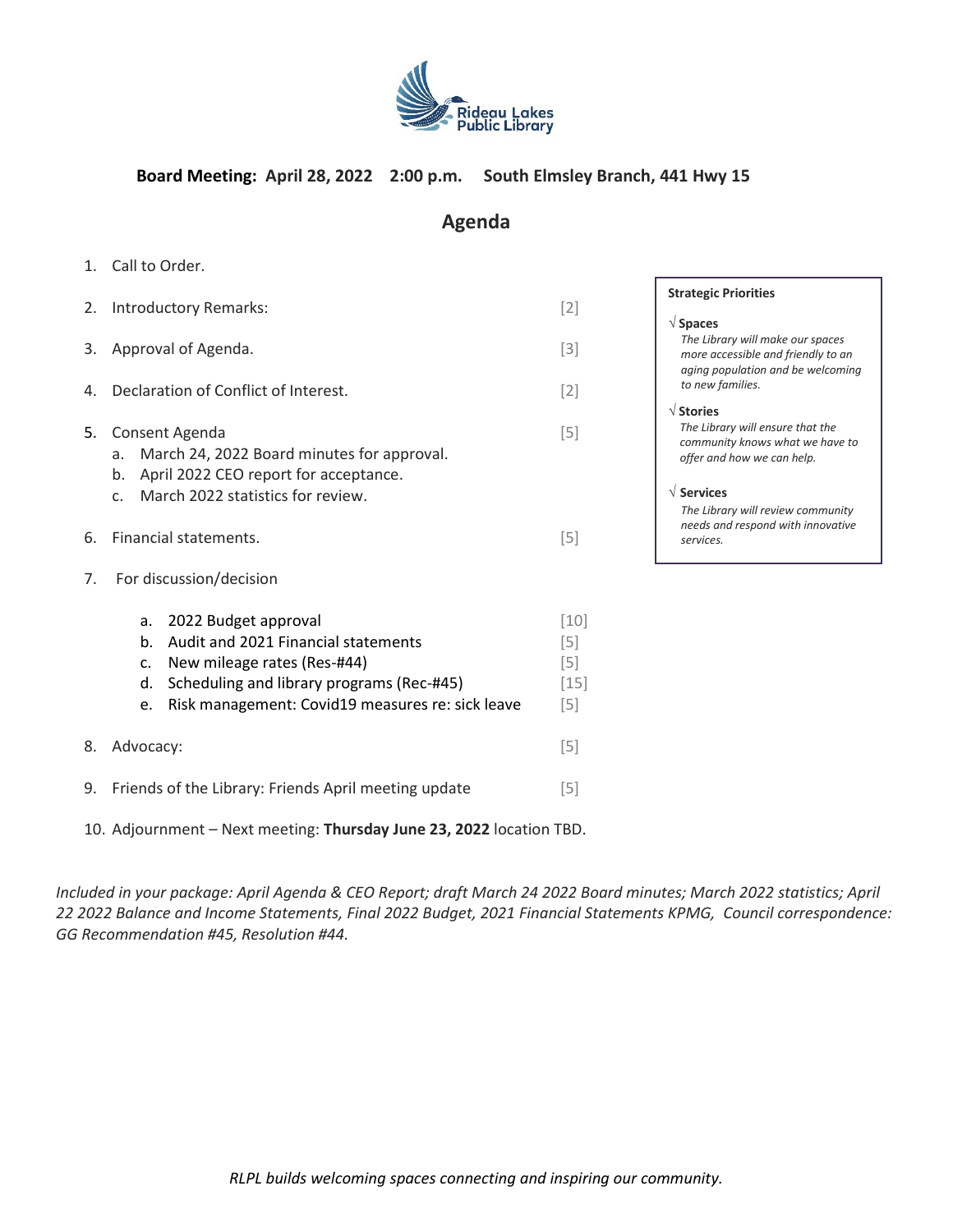**Board Meeting: April 28, 2022 2:00 p.m. South Elmsley Branch, 441 Hwy 15**

# Agenda

1. Call to Order.
2. Introductory Remarks: [2]
3. Approval of Agenda. [3]
4. Declaration of Conflict of Interest. [2]
5. Consent Agenda [5]
   a. March 24, 2022 Board minutes for approval.
   b. April 2022 CEO report for acceptance.
   c. March 2022 statistics for review.
6. Financial statements. [5]
7. For discussion/decision
   a. 2022 Budget approval [10]
   b. Audit and 2021 Financial statements [5]
   c. New mileage rates (Res-#44) [5]
   d. Scheduling and library programs (Rec-#45) [15]
   e. Risk management: Covid19 measures re: sick leave [5]
8. Advocacy: [5]
9. Friends of the Library: Friends April meeting update [5]
10. Adjournment – Next meeting: **Thursday June 23, 2022** location TBD.

**Strategic Priorities**

√ **Spaces**
*The Library will make our spaces more accessible and friendly to an aging population and be welcoming to new families.*

√ **Stories**
*The Library will ensure that the community knows what we have to offer and how we can help.*

√ **Services**
*The Library will review community needs and respond with innovative services.*

*Included in your package: April Agenda & CEO Report; draft March 24 2022 Board minutes; March 2022 statistics; April 22 2022 Balance and Income Statements, Final 2022 Budget, 2021 Financial Statements KPMG, Council correspondence: GG Recommendation #45, Resolution #44.*

*RLPL builds welcoming spaces connecting and inspiring our community.*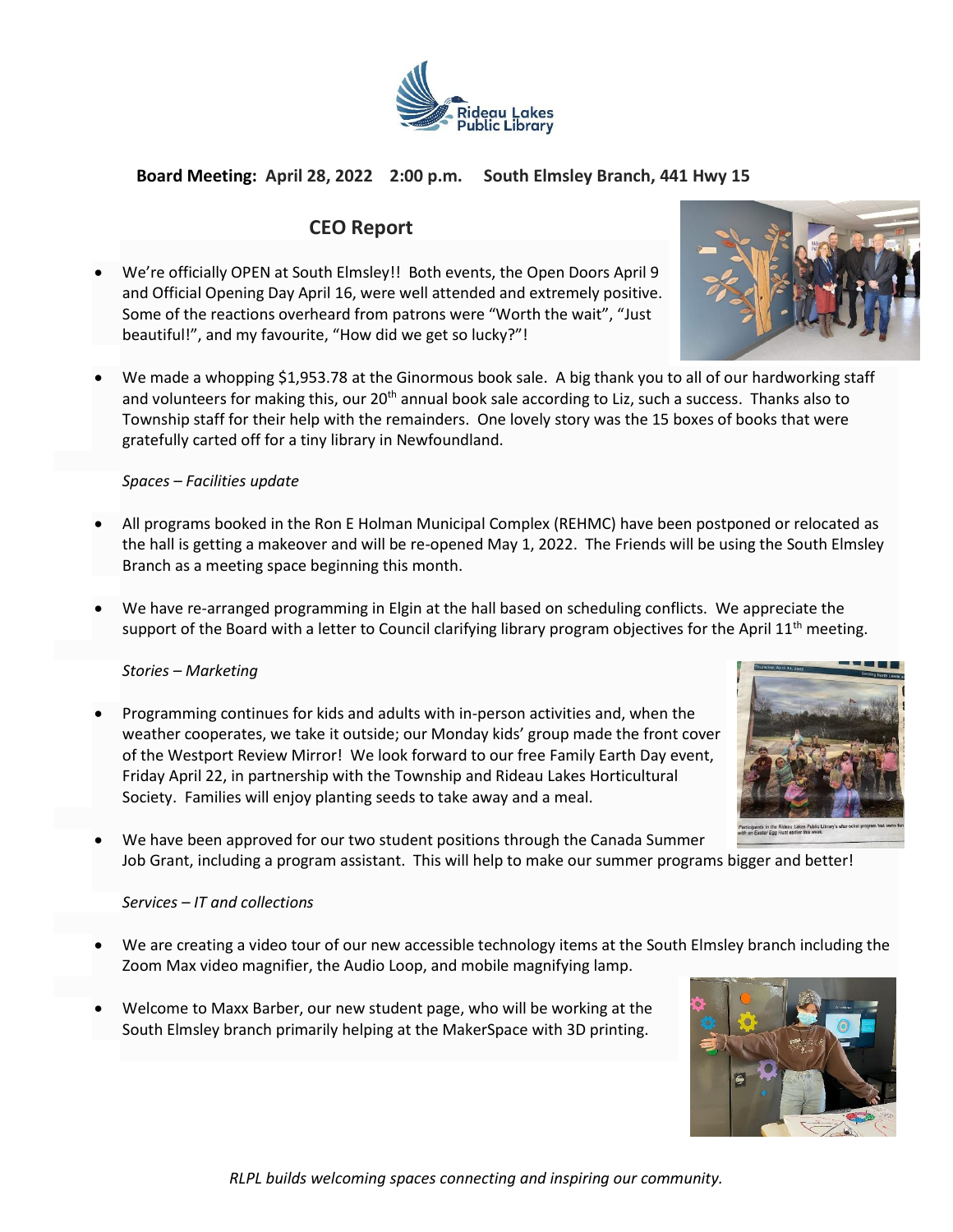Rideau Lakes Public Library

**Board Meeting: April 28, 2022 2:00 p.m. South Elmsley Branch, 441 Hwy 15**

## CEO Report

- We're officially OPEN at South Elmsley!! Both events, the Open Doors April 9 and Official Opening Day April 16, were well attended and extremely positive. Some of the reactions overheard from patrons were "Worth the wait", "Just beautiful!", and my favourite, "How did we get so lucky?"!
- We made a whopping $1,953.78 at the Ginormous book sale. A big thank you to all of our hardworking staff and volunteers for making this, our 20th annual book sale according to Liz, such a success. Thanks also to Township staff for their help with the remainders. One lovely story was the 15 boxes of books that were gratefully carted off for a tiny library in Newfoundland.

*Spaces – Facilities update*

- All programs booked in the Ron E Holman Municipal Complex (REHMC) have been postponed or relocated as the hall is getting a makeover and will be re-opened May 1, 2022. The Friends will be using the South Elmsley Branch as a meeting space beginning this month.
- We have re-arranged programming in Elgin at the hall based on scheduling conflicts. We appreciate the support of the Board with a letter to Council clarifying library program objectives for the April 11th meeting.

*Stories – Marketing*

- Programming continues for kids and adults with in-person activities and, when the weather cooperates, we take it outside; our Monday kids' group made the front cover of the Westport Review Mirror! We look forward to our free Family Earth Day event, Friday April 22, in partnership with the Township and Rideau Lakes Horticultural Society. Families will enjoy planting seeds to take away and a meal.
- We have been approved for our two student positions through the Canada Summer Job Grant, including a program assistant. This will help to make our summer programs bigger and better!

*Services – IT and collections*

- We are creating a video tour of our new accessible technology items at the South Elmsley branch including the Zoom Max video magnifier, the Audio Loop, and mobile magnifying lamp.
- Welcome to Maxx Barber, our new student page, who will be working at the South Elmsley branch primarily helping at the MakerSpace with 3D printing.

*RLPL builds welcoming spaces connecting and inspiring our community.*